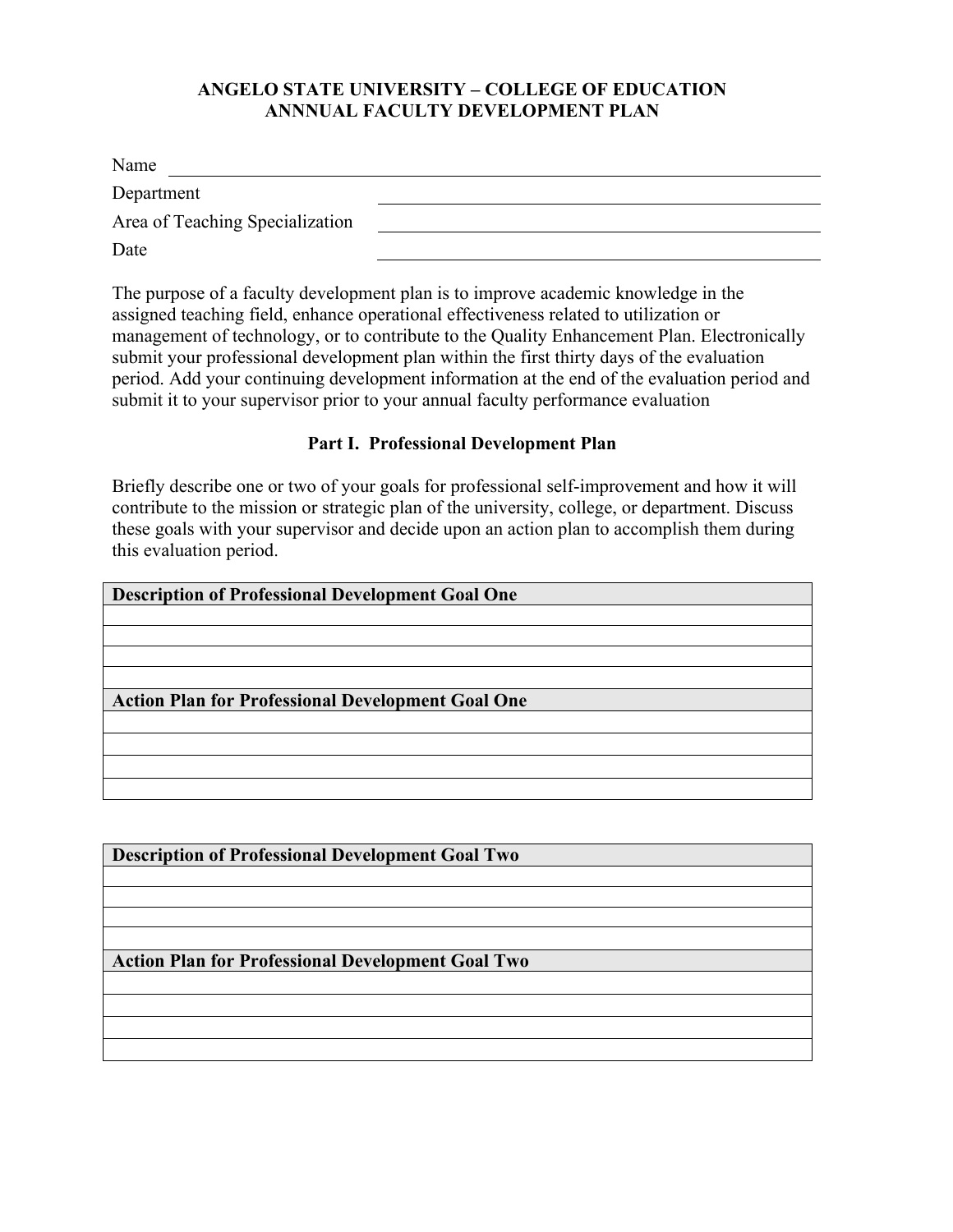**ANGELO STATE UNIVERSITY – COLLEGE OF EDUCATION**
**ANNNUAL FACULTY DEVELOPMENT PLAN**

Name \_\_\_\_\_\_\_\_\_\_\_\_\_\_\_\_\_\_\_\_\_\_\_\_\_\_\_\_\_\_\_\_\_\_\_\_\_\_\_\_\_\_\_\_\_\_\_\_\_\_\_\_\_\_\_\_\_\_\_\_

Department \_\_\_\_\_\_\_\_\_\_\_\_\_\_\_\_\_\_\_\_\_\_\_\_\_\_\_\_\_\_\_\_\_\_\_\_\_\_\_\_\_\_\_\_\_\_\_\_\_\_\_\_

Area of Teaching Specialization \_\_\_\_\_\_\_\_\_\_\_\_\_\_\_\_\_\_\_\_\_\_\_\_\_\_\_\_\_\_\_\_\_\_\_\_\_\_

Date \_\_\_\_\_\_\_\_\_\_\_\_\_\_\_\_\_\_\_\_\_\_\_\_\_\_\_\_\_\_\_\_\_\_\_\_\_\_\_\_\_\_\_\_\_\_\_\_\_\_\_\_\_\_\_\_\_\_\_\_

The purpose of a faculty development plan is to improve academic knowledge in the assigned teaching field, enhance operational effectiveness related to utilization or management of technology, or to contribute to the Quality Enhancement Plan. Electronically submit your professional development plan within the first thirty days of the evaluation period. Add your continuing development information at the end of the evaluation period and submit it to your supervisor prior to your annual faculty performance evaluation

## Part I. Professional Development Plan

Briefly describe one or two of your goals for professional self-improvement and how it will contribute to the mission or strategic plan of the university, college, or department. Discuss these goals with your supervisor and decide upon an action plan to accomplish them during this evaluation period.

| **Description of Professional Development Goal One** |
|---|
| |
| |
| |
| |
| **Action Plan for Professional Development Goal One** |
| |
| |
| |
| |

| **Description of Professional Development Goal Two** |
|---|
| |
| |
| |
| |
| **Action Plan for Professional Development Goal Two** |
| |
| |
| |
| |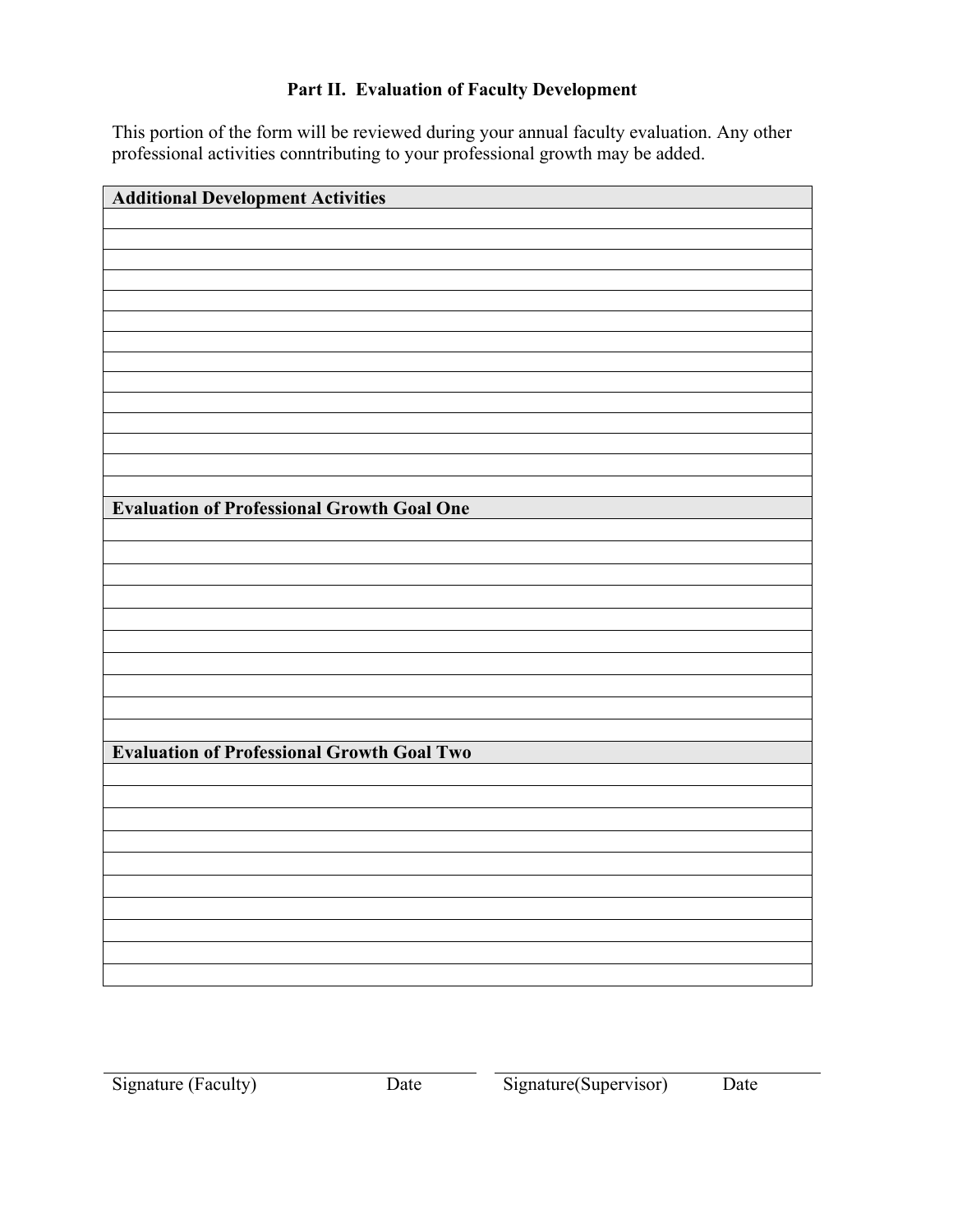**Part II. Evaluation of Faculty Development**

This portion of the form will be reviewed during your annual faculty evaluation. Any other professional activities conntributing to your professional growth may be added.

| **Additional Development Activities** |
| --- |
| |
| |
| |
| |
| |
| |
| |
| |
| |
| |
| |
| |
| |
| |

| **Evaluation of Professional Growth Goal One** |
| --- |
| |
| |
| |
| |
| |
| |
| |
| |
| |
| |

| **Evaluation of Professional Growth Goal Two** |
| --- |
| |
| |
| |
| |
| |
| |
| |
| |
| |
| |

Signature (Faculty) Date Signature(Supervisor) Date